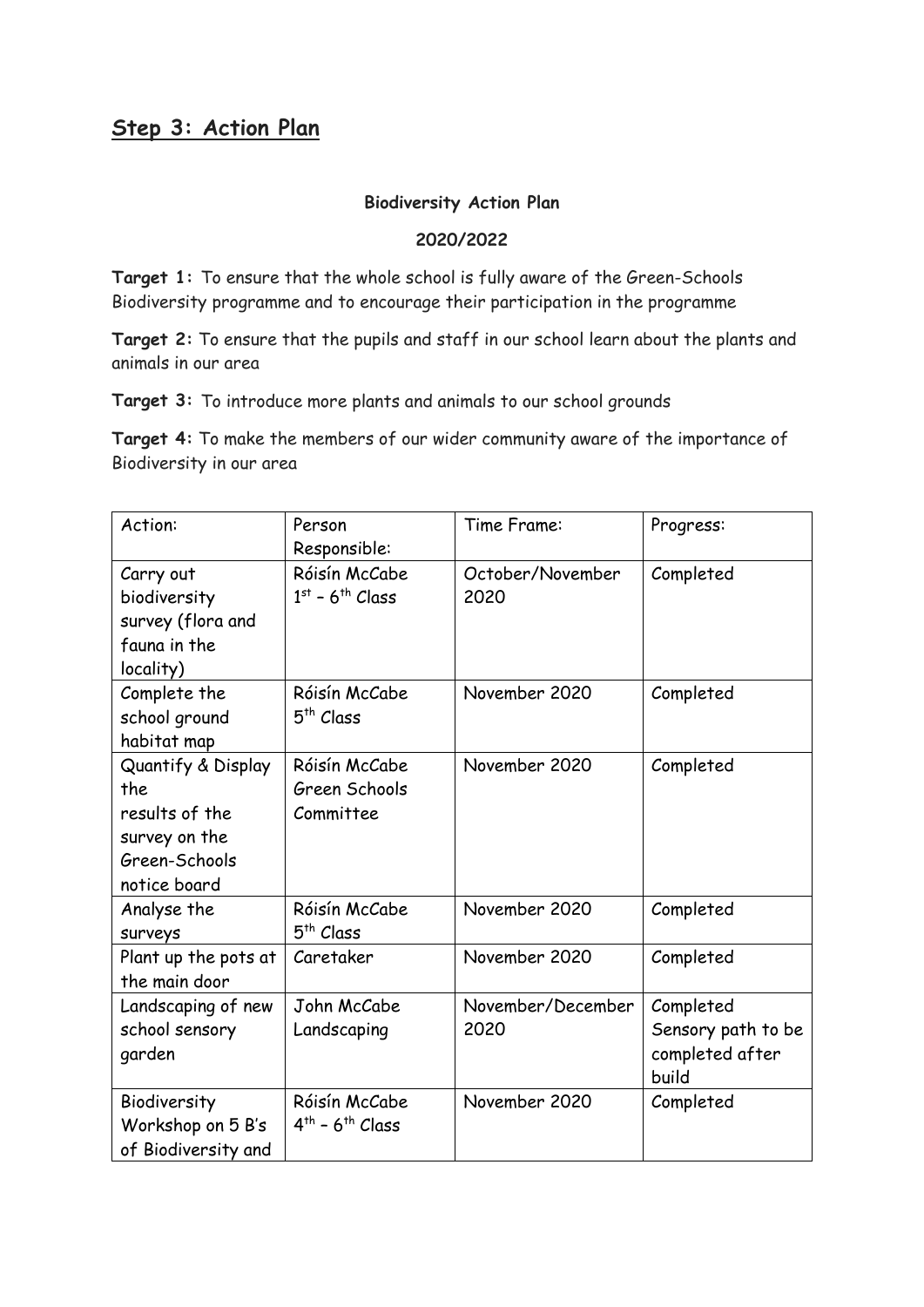## Step 3: Action Plan

**Biodiversity Action Plan**

**2020/2022**

**Target 1:** To ensure that the whole school is fully aware of the Green-Schools Biodiversity programme and to encourage their participation in the programme

**Target 2:** To ensure that the pupils and staff in our school learn about the plants and animals in our area

**Target 3:** To introduce more plants and animals to our school grounds

**Target 4:** To make the members of our wider community aware of the importance of Biodiversity in our area

| Action: | Person Responsible: | Time Frame: | Progress: |
| --- | --- | --- | --- |
| Carry out biodiversity survey (flora and fauna in the locality) | Róisín McCabe 1st – 6th Class | October/November 2020 | Completed |
| Complete the school ground habitat map | Róisín McCabe 5th Class | November 2020 | Completed |
| Quantify & Display the results of the survey on the Green-Schools notice board | Róisín McCabe Green Schools Committee | November 2020 | Completed |
| Analyse the surveys | Róisín McCabe 5th Class | November 2020 | Completed |
| Plant up the pots at the main door | Caretaker | November 2020 | Completed |
| Landscaping of new school sensory garden | John McCabe Landscaping | November/December 2020 | Completed Sensory path to be completed after build |
| Biodiversity Workshop on 5 B's of Biodiversity and | Róisín McCabe 4th – 6th Class | November 2020 | Completed |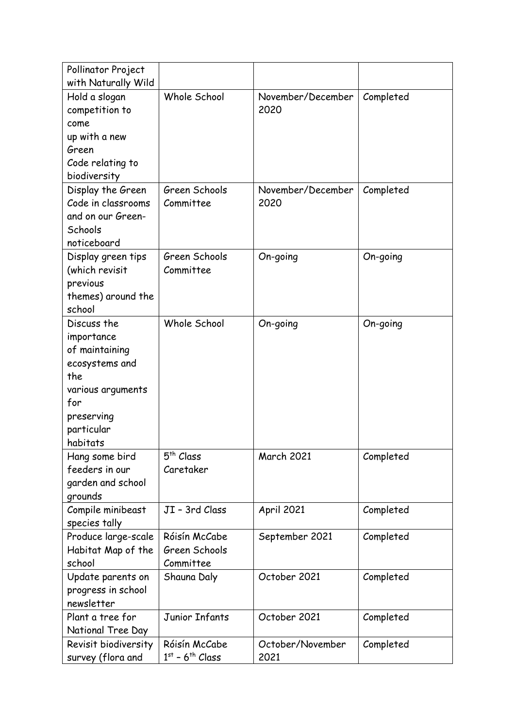| Pollinator Project with Naturally Wild | | | |
|---|---|---|---|
| Hold a slogan competition to come up with a new Green Code relating to biodiversity | Whole School | November/December 2020 | Completed |
| Display the Green Code in classrooms and on our Green-Schools noticeboard | Green Schools Committee | November/December 2020 | Completed |
| Display green tips (which revisit previous themes) around the school | Green Schools Committee | On-going | On-going |
| Discuss the importance of maintaining ecosystems and the various arguments for preserving particular habitats | Whole School | On-going | On-going |
| Hang some bird feeders in our garden and school grounds | 5th Class Caretaker | March 2021 | Completed |
| Compile minibeast species tally | JI – 3rd Class | April 2021 | Completed |
| Produce large-scale Habitat Map of the school | Róisín McCabe Green Schools Committee | September 2021 | Completed |
| Update parents on progress in school newsletter | Shauna Daly | October 2021 | Completed |
| Plant a tree for National Tree Day | Junior Infants | October 2021 | Completed |
| Revisit biodiversity survey (flora and | Róisín McCabe 1st – 6th Class | October/November 2021 | Completed |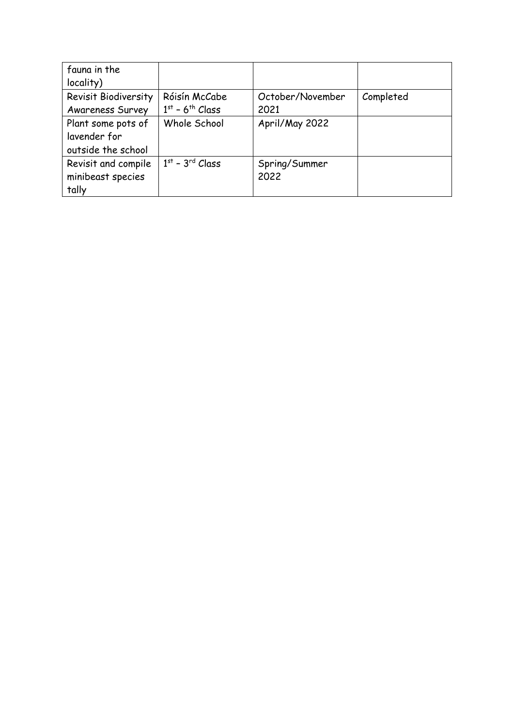| | | | |
|---|---|---|---|
| fauna in the locality) | | | |
| Revisit Biodiversity Awareness Survey | Róisín McCabe $1^{st}$ – $6^{th}$ Class | October/November 2021 | Completed |
| Plant some pots of lavender for outside the school | Whole School | April/May 2022 | |
| Revisit and compile minibeast species tally | $1^{st}$ – $3^{rd}$ Class | Spring/Summer 2022 | |